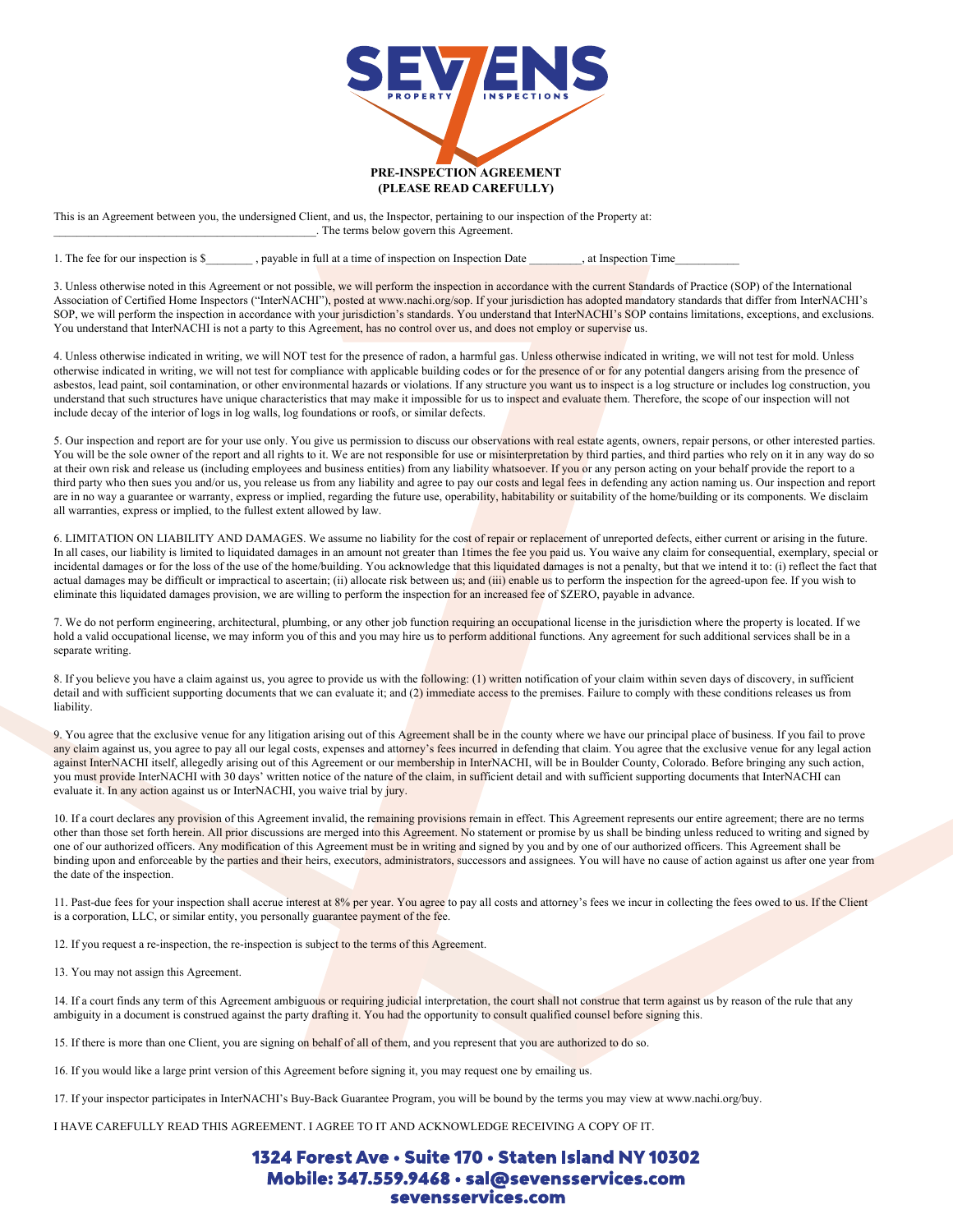# SEV7ENS PROPERTY INSPECTIONS

**PRE-INSPECTION AGREEMENT**
**(PLEASE READ CAREFULLY)**

This is an Agreement between you, the undersigned Client, and us, the Inspector, pertaining to our inspection of the Property at: ____________________________________________. The terms below govern this Agreement.

1. The fee for our inspection is $________ , payable in full at a time of inspection on Inspection Date _________, at Inspection Time___________

3. Unless otherwise noted in this Agreement or not possible, we will perform the inspection in accordance with the current Standards of Practice (SOP) of the International Association of Certified Home Inspectors ("InterNACHI"), posted at www.nachi.org/sop. If your jurisdiction has adopted mandatory standards that differ from InterNACHI's SOP, we will perform the inspection in accordance with your jurisdiction's standards. You understand that InterNACHI's SOP contains limitations, exceptions, and exclusions. You understand that InterNACHI is not a party to this Agreement, has no control over us, and does not employ or supervise us.

4. Unless otherwise indicated in writing, we will NOT test for the presence of radon, a harmful gas. Unless otherwise indicated in writing, we will not test for mold. Unless otherwise indicated in writing, we will not test for compliance with applicable building codes or for the presence of or for any potential dangers arising from the presence of asbestos, lead paint, soil contamination, or other environmental hazards or violations. If any structure you want us to inspect is a log structure or includes log construction, you understand that such structures have unique characteristics that may make it impossible for us to inspect and evaluate them. Therefore, the scope of our inspection will not include decay of the interior of logs in log walls, log foundations or roofs, or similar defects.

5. Our inspection and report are for your use only. You give us permission to discuss our observations with real estate agents, owners, repair persons, or other interested parties. You will be the sole owner of the report and all rights to it. We are not responsible for use or misinterpretation by third parties, and third parties who rely on it in any way do so at their own risk and release us (including employees and business entities) from any liability whatsoever. If you or any person acting on your behalf provide the report to a third party who then sues you and/or us, you release us from any liability and agree to pay our costs and legal fees in defending any action naming us. Our inspection and report are in no way a guarantee or warranty, express or implied, regarding the future use, operability, habitability or suitability of the home/building or its components. We disclaim all warranties, express or implied, to the fullest extent allowed by law.

6. LIMITATION ON LIABILITY AND DAMAGES. We assume no liability for the cost of repair or replacement of unreported defects, either current or arising in the future. In all cases, our liability is limited to liquidated damages in an amount not greater than 1times the fee you paid us. You waive any claim for consequential, exemplary, special or incidental damages or for the loss of the use of the home/building. You acknowledge that this liquidated damages is not a penalty, but that we intend it to: (i) reflect the fact that actual damages may be difficult or impractical to ascertain; (ii) allocate risk between us; and (iii) enable us to perform the inspection for the agreed-upon fee. If you wish to eliminate this liquidated damages provision, we are willing to perform the inspection for an increased fee of $ZERO, payable in advance.

7. We do not perform engineering, architectural, plumbing, or any other job function requiring an occupational license in the jurisdiction where the property is located. If we hold a valid occupational license, we may inform you of this and you may hire us to perform additional functions. Any agreement for such additional services shall be in a separate writing.

8. If you believe you have a claim against us, you agree to provide us with the following: (1) written notification of your claim within seven days of discovery, in sufficient detail and with sufficient supporting documents that we can evaluate it; and (2) immediate access to the premises. Failure to comply with these conditions releases us from liability.

9. You agree that the exclusive venue for any litigation arising out of this Agreement shall be in the county where we have our principal place of business. If you fail to prove any claim against us, you agree to pay all our legal costs, expenses and attorney's fees incurred in defending that claim. You agree that the exclusive venue for any legal action against InterNACHI itself, allegedly arising out of this Agreement or our membership in InterNACHI, will be in Boulder County, Colorado. Before bringing any such action, you must provide InterNACHI with 30 days' written notice of the nature of the claim, in sufficient detail and with sufficient supporting documents that InterNACHI can evaluate it. In any action against us or InterNACHI, you waive trial by jury.

10. If a court declares any provision of this Agreement invalid, the remaining provisions remain in effect. This Agreement represents our entire agreement; there are no terms other than those set forth herein. All prior discussions are merged into this Agreement. No statement or promise by us shall be binding unless reduced to writing and signed by one of our authorized officers. Any modification of this Agreement must be in writing and signed by you and by one of our authorized officers. This Agreement shall be binding upon and enforceable by the parties and their heirs, executors, administrators, successors and assignees. You will have no cause of action against us after one year from the date of the inspection.

11. Past-due fees for your inspection shall accrue interest at 8% per year. You agree to pay all costs and attorney's fees we incur in collecting the fees owed to us. If the Client is a corporation, LLC, or similar entity, you personally guarantee payment of the fee.

12. If you request a re-inspection, the re-inspection is subject to the terms of this Agreement.

13. You may not assign this Agreement.

14. If a court finds any term of this Agreement ambiguous or requiring judicial interpretation, the court shall not construe that term against us by reason of the rule that any ambiguity in a document is construed against the party drafting it. You had the opportunity to consult qualified counsel before signing this.

15. If there is more than one Client, you are signing on behalf of all of them, and you represent that you are authorized to do so.

16. If you would like a large print version of this Agreement before signing it, you may request one by emailing us.

17. If your inspector participates in InterNACHI's Buy-Back Guarantee Program, you will be bound by the terms you may view at www.nachi.org/buy.

I HAVE CAREFULLY READ THIS AGREEMENT. I AGREE TO IT AND ACKNOWLEDGE RECEIVING A COPY OF IT.

**1324 Forest Ave • Suite 170 • Staten Island NY 10302**
**Mobile: 347.559.9468 • sal@sevensservices.com**
**sevensservices.com**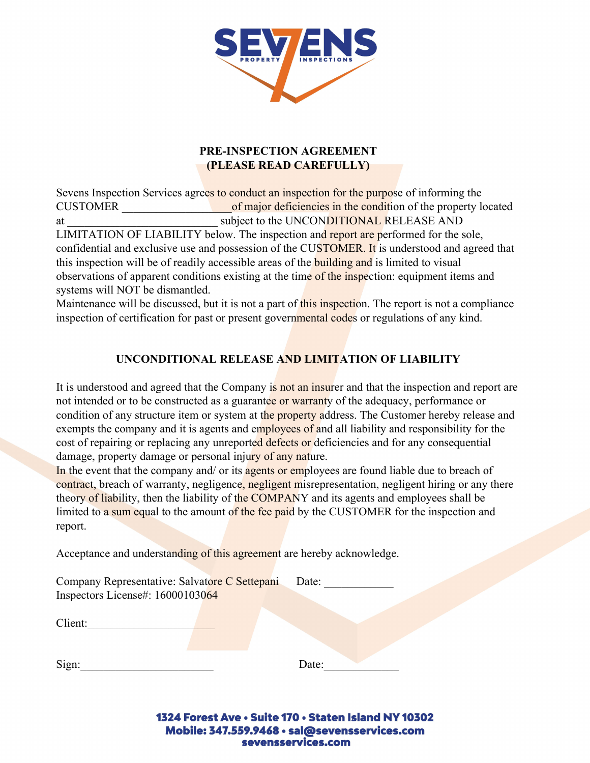SEVENS PROPERTY INSPECTIONS

**PRE-INSPECTION AGREEMENT**
**(PLEASE READ CAREFULLY)**

Sevens Inspection Services agrees to conduct an inspection for the purpose of informing the CUSTOMER ___________________of major deficiencies in the condition of the property located at __________________________ subject to the UNCONDITIONAL RELEASE AND LIMITATION OF LIABILITY below. The inspection and report are performed for the sole, confidential and exclusive use and possession of the CUSTOMER. It is understood and agreed that this inspection will be of readily accessible areas of the building and is limited to visual observations of apparent conditions existing at the time of the inspection: equipment items and systems will NOT be dismantled.
Maintenance will be discussed, but it is not a part of this inspection. The report is not a compliance inspection of certification for past or present governmental codes or regulations of any kind.

**UNCONDITIONAL RELEASE AND LIMITATION OF LIABILITY**

It is understood and agreed that the Company is not an insurer and that the inspection and report are not intended or to be constructed as a guarantee or warranty of the adequacy, performance or condition of any structure item or system at the property address. The Customer hereby release and exempts the company and it is agents and employees of and all liability and responsibility for the cost of repairing or replacing any unreported defects or deficiencies and for any consequential damage, property damage or personal injury of any nature.
In the event that the company and/ or its agents or employees are found liable due to breach of contract, breach of warranty, negligence, negligent misrepresentation, negligent hiring or any there theory of liability, then the liability of the COMPANY and its agents and employees shall be limited to a sum equal to the amount of the fee paid by the CUSTOMER for the inspection and report.

Acceptance and understanding of this agreement are hereby acknowledge.

Company Representative: Salvatore C Settepani Date: ____________
Inspectors License#: 16000103064

Client:______________________

Sign:________________________ Date:_____________

1324 Forest Ave • Suite 170 • Staten Island NY 10302
Mobile: 347.559.9468 • sal@sevensservices.com
sevensservices.com